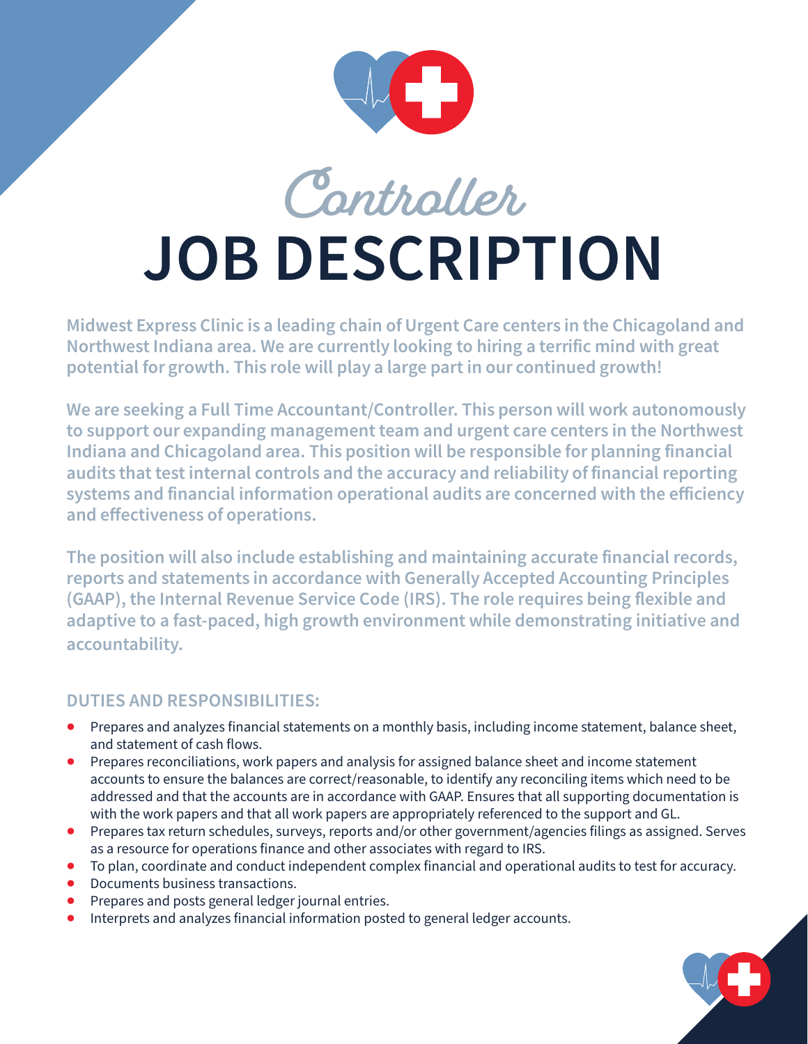# Controller

# JOB DESCRIPTION

**Midwest Express Clinic is a leading chain of Urgent Care centers in the Chicagoland and Northwest Indiana area. We are currently looking to hiring a terrific mind with great potential for growth. This role will play a large part in our continued growth!**

**We are seeking a Full Time Accountant/Controller. This person will work autonomously to support our expanding management team and urgent care centers in the Northwest Indiana and Chicagoland area. This position will be responsible for planning financial audits that test internal controls and the accuracy and reliability of financial reporting systems and financial information operational audits are concerned with the efficiency and effectiveness of operations.**

**The position will also include establishing and maintaining accurate financial records, reports and statements in accordance with Generally Accepted Accounting Principles (GAAP), the Internal Revenue Service Code (IRS). The role requires being flexible and adaptive to a fast-paced, high growth environment while demonstrating initiative and accountability.**

## DUTIES AND RESPONSIBILITIES:

- Prepares and analyzes financial statements on a monthly basis, including income statement, balance sheet, and statement of cash flows.
- Prepares reconciliations, work papers and analysis for assigned balance sheet and income statement accounts to ensure the balances are correct/reasonable, to identify any reconciling items which need to be addressed and that the accounts are in accordance with GAAP. Ensures that all supporting documentation is with the work papers and that all work papers are appropriately referenced to the support and GL.
- Prepares tax return schedules, surveys, reports and/or other government/agencies filings as assigned. Serves as a resource for operations finance and other associates with regard to IRS.
- To plan, coordinate and conduct independent complex financial and operational audits to test for accuracy.
- Documents business transactions.
- Prepares and posts general ledger journal entries.
- Interprets and analyzes financial information posted to general ledger accounts.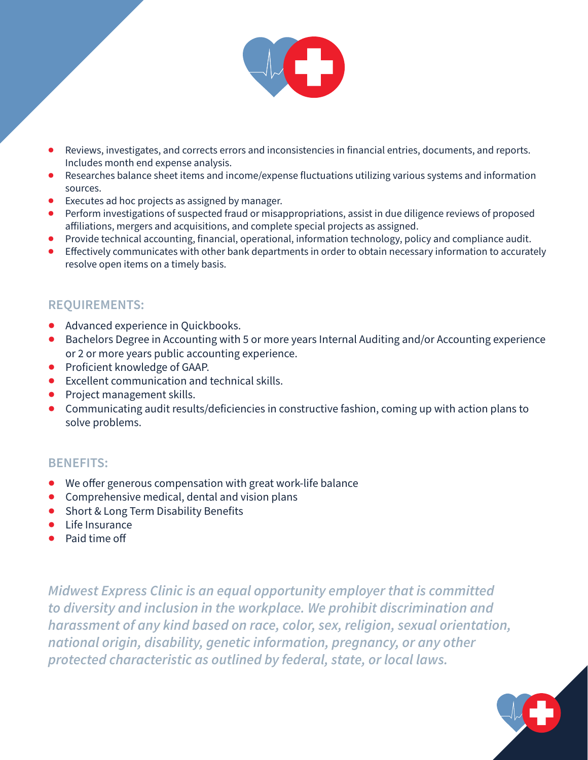- Reviews, investigates, and corrects errors and inconsistencies in financial entries, documents, and reports. Includes month end expense analysis.
- Researches balance sheet items and income/expense fluctuations utilizing various systems and information sources.
- Executes ad hoc projects as assigned by manager.
- Perform investigations of suspected fraud or misappropriations, assist in due diligence reviews of proposed affiliations, mergers and acquisitions, and complete special projects as assigned.
- Provide technical accounting, financial, operational, information technology, policy and compliance audit.
- Effectively communicates with other bank departments in order to obtain necessary information to accurately resolve open items on a timely basis.

## REQUIREMENTS:

- Advanced experience in Quickbooks.
- Bachelors Degree in Accounting with 5 or more years Internal Auditing and/or Accounting experience or 2 or more years public accounting experience.
- Proficient knowledge of GAAP.
- Excellent communication and technical skills.
- Project management skills.
- Communicating audit results/deficiencies in constructive fashion, coming up with action plans to solve problems.

## BENEFITS:

- We offer generous compensation with great work-life balance
- Comprehensive medical, dental and vision plans
- Short & Long Term Disability Benefits
- Life Insurance
- Paid time off

*Midwest Express Clinic is an equal opportunity employer that is committed to diversity and inclusion in the workplace. We prohibit discrimination and harassment of any kind based on race, color, sex, religion, sexual orientation, national origin, disability, genetic information, pregnancy, or any other protected characteristic as outlined by federal, state, or local laws.*